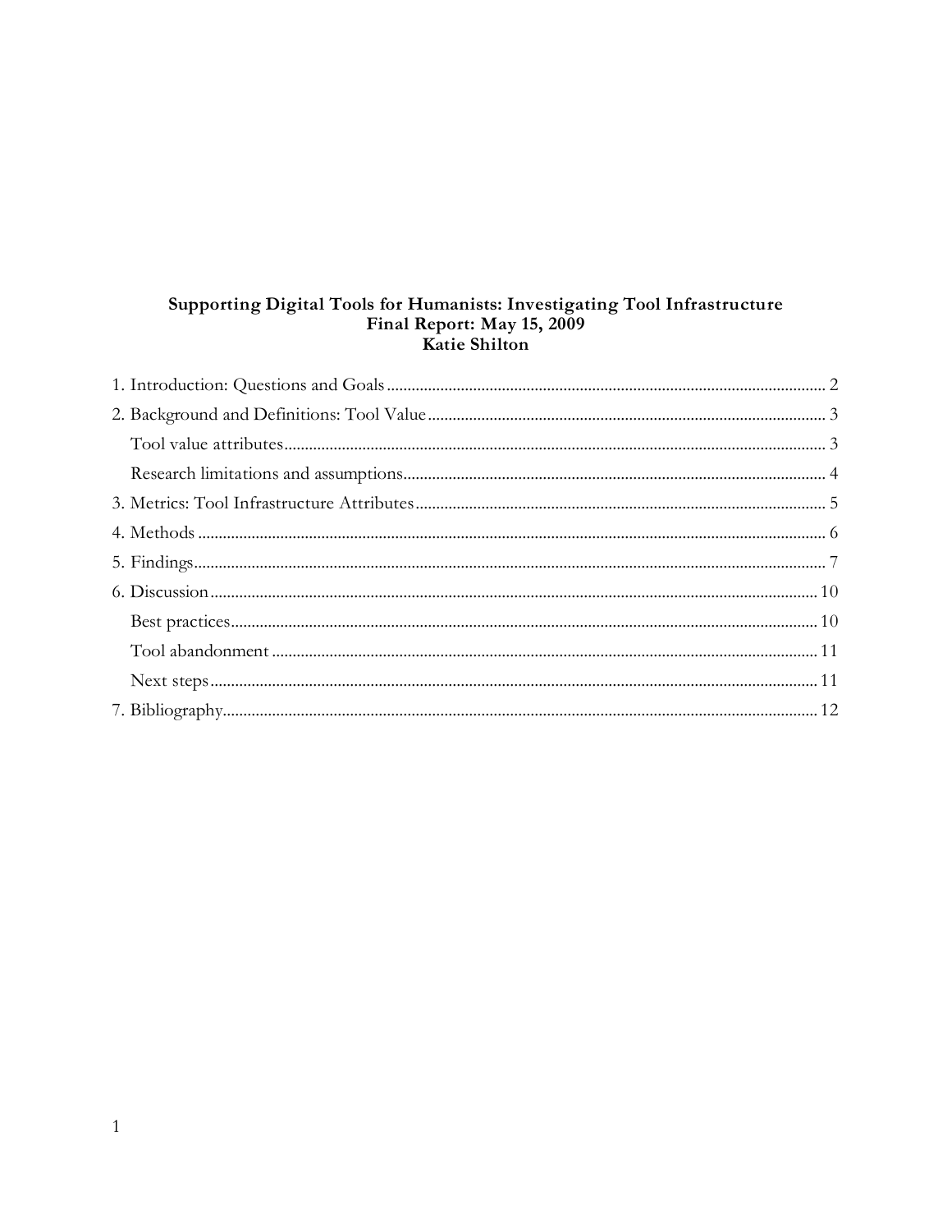# Supporting Digital Tools for Humanists: Investigating Tool Infrastructure

**Final Report: May 15, 2009**

**Katie Shilton**

1. Introduction: Questions and Goals .......... 2
2. Background and Definitions: Tool Value .......... 3
   - Tool value attributes .......... 3
   - Research limitations and assumptions .......... 4
3. Metrics: Tool Infrastructure Attributes .......... 5
4. Methods .......... 6
5. Findings .......... 7
6. Discussion .......... 10
   - Best practices .......... 10
   - Tool abandonment .......... 11
   - Next steps .......... 11
7. Bibliography .......... 12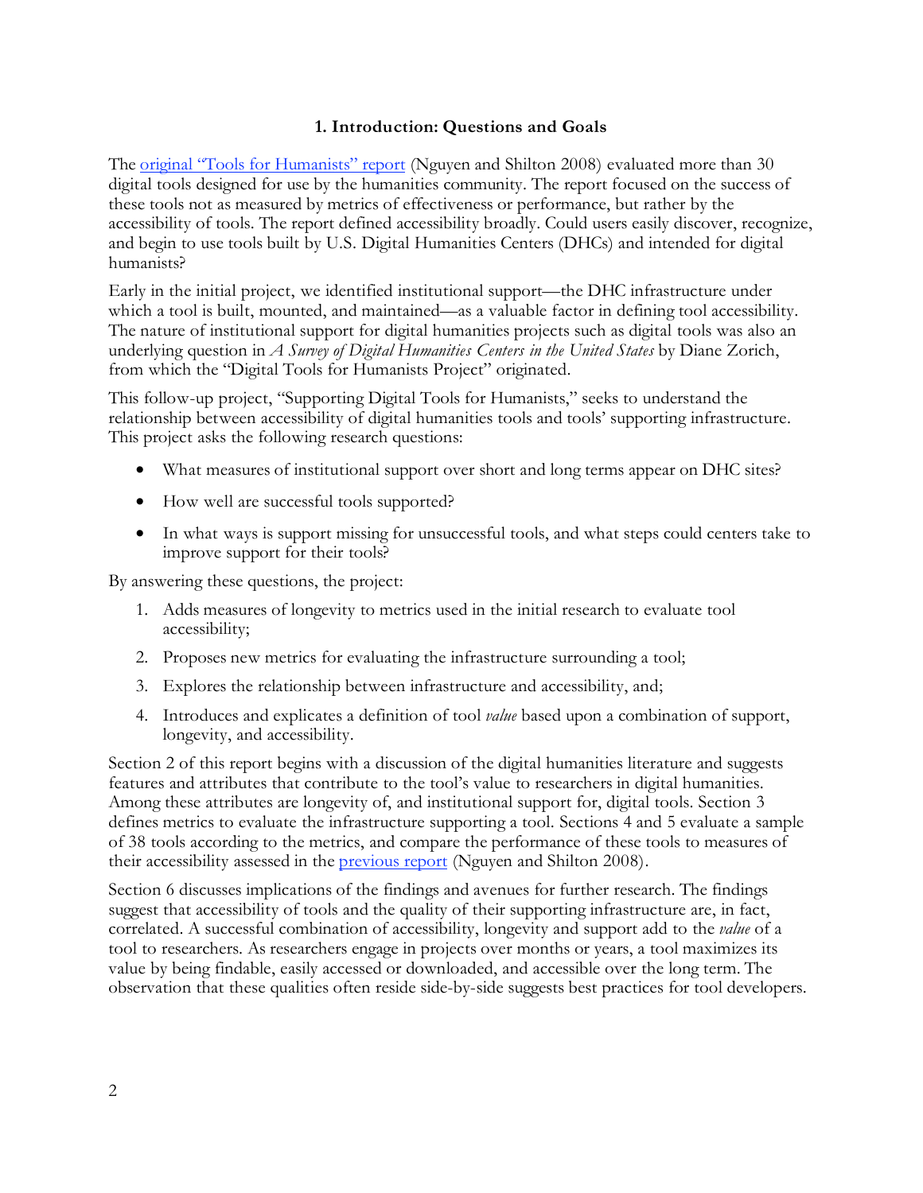## 1. Introduction: Questions and Goals

The [original "Tools for Humanists" report](#) (Nguyen and Shilton 2008) evaluated more than 30 digital tools designed for use by the humanities community. The report focused on the success of these tools not as measured by metrics of effectiveness or performance, but rather by the accessibility of tools. The report defined accessibility broadly. Could users easily discover, recognize, and begin to use tools built by U.S. Digital Humanities Centers (DHCs) and intended for digital humanists?

Early in the initial project, we identified institutional support—the DHC infrastructure under which a tool is built, mounted, and maintained—as a valuable factor in defining tool accessibility. The nature of institutional support for digital humanities projects such as digital tools was also an underlying question in *A Survey of Digital Humanities Centers in the United States* by Diane Zorich, from which the "Digital Tools for Humanists Project" originated.

This follow-up project, "Supporting Digital Tools for Humanists," seeks to understand the relationship between accessibility of digital humanities tools and tools' supporting infrastructure. This project asks the following research questions:

- What measures of institutional support over short and long terms appear on DHC sites?
- How well are successful tools supported?
- In what ways is support missing for unsuccessful tools, and what steps could centers take to improve support for their tools?

By answering these questions, the project:

1. Adds measures of longevity to metrics used in the initial research to evaluate tool accessibility;
2. Proposes new metrics for evaluating the infrastructure surrounding a tool;
3. Explores the relationship between infrastructure and accessibility, and;
4. Introduces and explicates a definition of tool *value* based upon a combination of support, longevity, and accessibility.

Section 2 of this report begins with a discussion of the digital humanities literature and suggests features and attributes that contribute to the tool's value to researchers in digital humanities. Among these attributes are longevity of, and institutional support for, digital tools. Section 3 defines metrics to evaluate the infrastructure supporting a tool. Sections 4 and 5 evaluate a sample of 38 tools according to the metrics, and compare the performance of these tools to measures of their accessibility assessed in the [previous report](#) (Nguyen and Shilton 2008).

Section 6 discusses implications of the findings and avenues for further research. The findings suggest that accessibility of tools and the quality of their supporting infrastructure are, in fact, correlated. A successful combination of accessibility, longevity and support add to the *value* of a tool to researchers. As researchers engage in projects over months or years, a tool maximizes its value by being findable, easily accessed or downloaded, and accessible over the long term. The observation that these qualities often reside side-by-side suggests best practices for tool developers.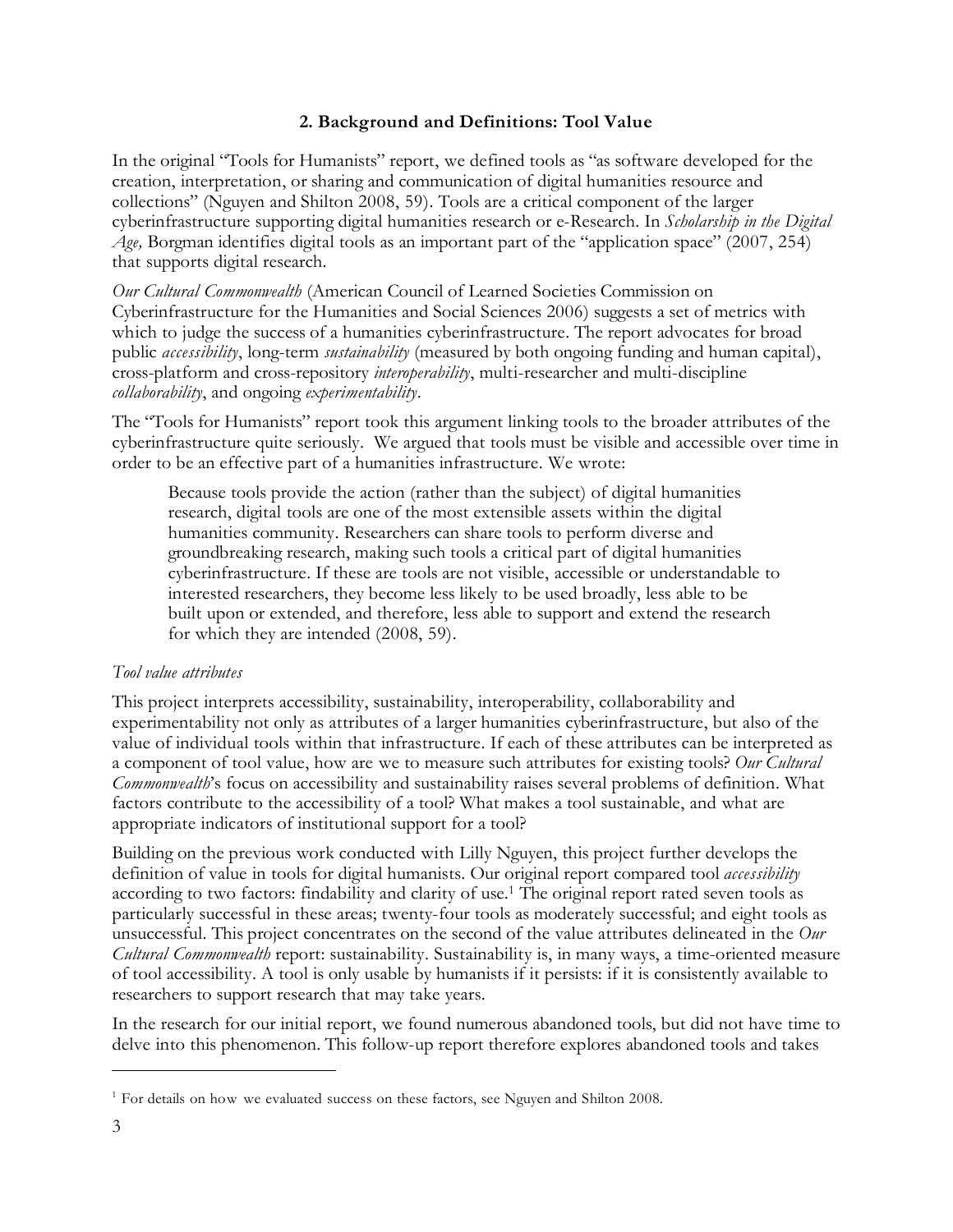## 2. Background and Definitions: Tool Value

In the original "Tools for Humanists" report, we defined tools as "as software developed for the creation, interpretation, or sharing and communication of digital humanities resource and collections" (Nguyen and Shilton 2008, 59). Tools are a critical component of the larger cyberinfrastructure supporting digital humanities research or e-Research. In *Scholarship in the Digital Age,* Borgman identifies digital tools as an important part of the "application space" (2007, 254) that supports digital research.

*Our Cultural Commonwealth* (American Council of Learned Societies Commission on Cyberinfrastructure for the Humanities and Social Sciences 2006) suggests a set of metrics with which to judge the success of a humanities cyberinfrastructure. The report advocates for broad public *accessibility*, long-term *sustainability* (measured by both ongoing funding and human capital), cross-platform and cross-repository *interoperability*, multi-researcher and multi-discipline *collaborability*, and ongoing *experimentability*.

The "Tools for Humanists" report took this argument linking tools to the broader attributes of the cyberinfrastructure quite seriously. We argued that tools must be visible and accessible over time in order to be an effective part of a humanities infrastructure. We wrote:

> Because tools provide the action (rather than the subject) of digital humanities research, digital tools are one of the most extensible assets within the digital humanities community. Researchers can share tools to perform diverse and groundbreaking research, making such tools a critical part of digital humanities cyberinfrastructure. If these are tools are not visible, accessible or understandable to interested researchers, they become less likely to be used broadly, less able to be built upon or extended, and therefore, less able to support and extend the research for which they are intended (2008, 59).

*Tool value attributes*

This project interprets accessibility, sustainability, interoperability, collaborability and experimentability not only as attributes of a larger humanities cyberinfrastructure, but also of the value of individual tools within that infrastructure. If each of these attributes can be interpreted as a component of tool value, how are we to measure such attributes for existing tools? *Our Cultural Commonwealth*'s focus on accessibility and sustainability raises several problems of definition. What factors contribute to the accessibility of a tool? What makes a tool sustainable, and what are appropriate indicators of institutional support for a tool?

Building on the previous work conducted with Lilly Nguyen, this project further develops the definition of value in tools for digital humanists. Our original report compared tool *accessibility* according to two factors: findability and clarity of use.[1] The original report rated seven tools as particularly successful in these areas; twenty-four tools as moderately successful; and eight tools as unsuccessful. This project concentrates on the second of the value attributes delineated in the *Our Cultural Commonwealth* report: sustainability. Sustainability is, in many ways, a time-oriented measure of tool accessibility. A tool is only usable by humanists if it persists: if it is consistently available to researchers to support research that may take years.

In the research for our initial report, we found numerous abandoned tools, but did not have time to delve into this phenomenon. This follow-up report therefore explores abandoned tools and takes

[1] For details on how we evaluated success on these factors, see Nguyen and Shilton 2008.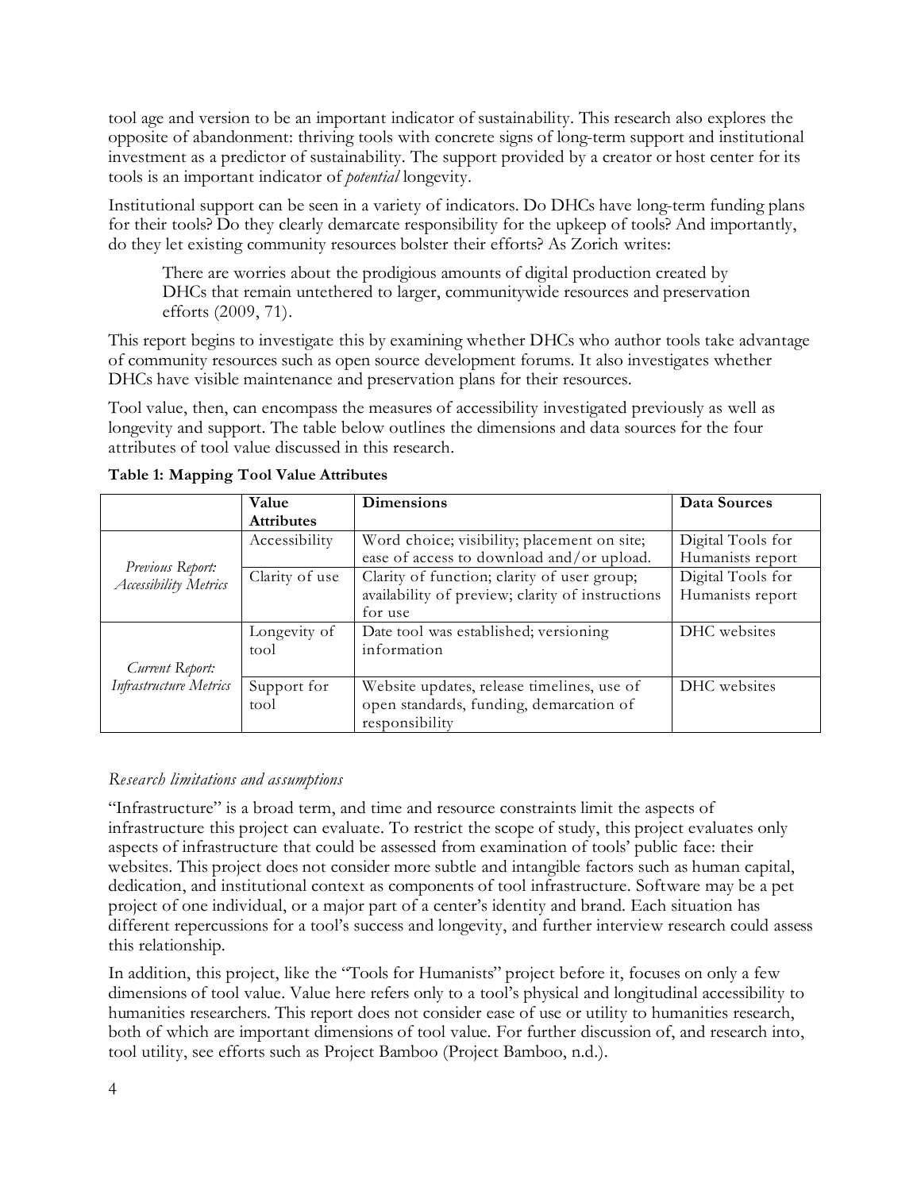tool age and version to be an important indicator of sustainability. This research also explores the opposite of abandonment: thriving tools with concrete signs of long-term support and institutional investment as a predictor of sustainability. The support provided by a creator or host center for its tools is an important indicator of *potential* longevity.

Institutional support can be seen in a variety of indicators. Do DHCs have long-term funding plans for their tools? Do they clearly demarcate responsibility for the upkeep of tools? And importantly, do they let existing community resources bolster their efforts? As Zorich writes:

> There are worries about the prodigious amounts of digital production created by DHCs that remain untethered to larger, communitywide resources and preservation efforts (2009, 71).

This report begins to investigate this by examining whether DHCs who author tools take advantage of community resources such as open source development forums. It also investigates whether DHCs have visible maintenance and preservation plans for their resources.

Tool value, then, can encompass the measures of accessibility investigated previously as well as longevity and support. The table below outlines the dimensions and data sources for the four attributes of tool value discussed in this research.

**Table 1: Mapping Tool Value Attributes**

| | Value Attributes | Dimensions | Data Sources |
|---|---|---|---|
| *Previous Report: Accessibility Metrics* | Accessibility | Word choice; visibility; placement on site; ease of access to download and/or upload. | Digital Tools for Humanists report |
| | Clarity of use | Clarity of function; clarity of user group; availability of preview; clarity of instructions for use | Digital Tools for Humanists report |
| *Current Report: Infrastructure Metrics* | Longevity of tool | Date tool was established; versioning information | DHC websites |
| | Support for tool | Website updates, release timelines, use of open standards, funding, demarcation of responsibility | DHC websites |

### *Research limitations and assumptions*

"Infrastructure" is a broad term, and time and resource constraints limit the aspects of infrastructure this project can evaluate. To restrict the scope of study, this project evaluates only aspects of infrastructure that could be assessed from examination of tools' public face: their websites. This project does not consider more subtle and intangible factors such as human capital, dedication, and institutional context as components of tool infrastructure. Software may be a pet project of one individual, or a major part of a center's identity and brand. Each situation has different repercussions for a tool's success and longevity, and further interview research could assess this relationship.

In addition, this project, like the "Tools for Humanists" project before it, focuses on only a few dimensions of tool value. Value here refers only to a tool's physical and longitudinal accessibility to humanities researchers. This report does not consider ease of use or utility to humanities research, both of which are important dimensions of tool value. For further discussion of, and research into, tool utility, see efforts such as Project Bamboo (Project Bamboo, n.d.).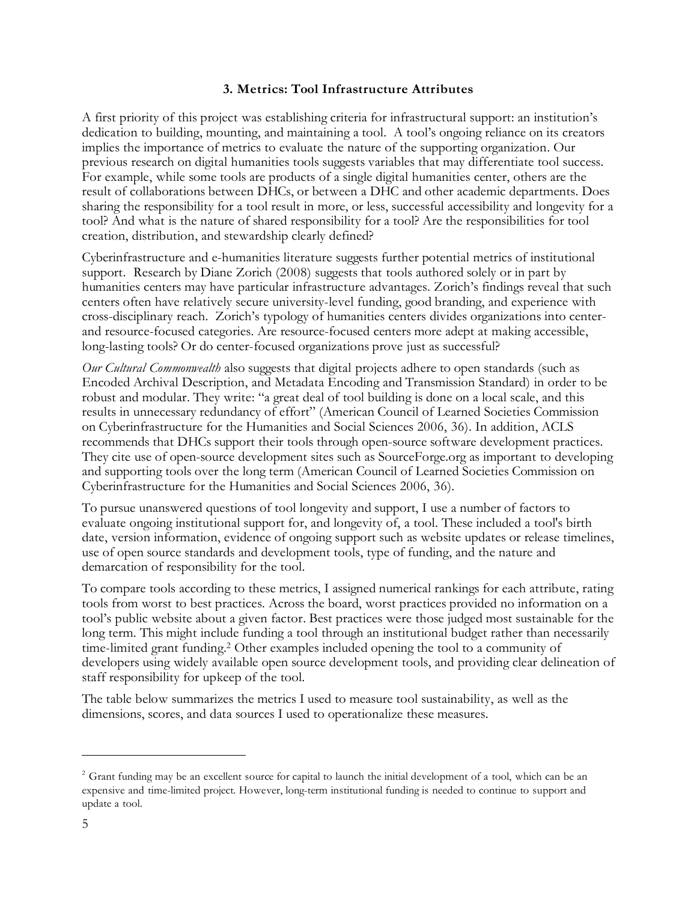### 3. Metrics: Tool Infrastructure Attributes

A first priority of this project was establishing criteria for infrastructural support: an institution's dedication to building, mounting, and maintaining a tool. A tool's ongoing reliance on its creators implies the importance of metrics to evaluate the nature of the supporting organization. Our previous research on digital humanities tools suggests variables that may differentiate tool success. For example, while some tools are products of a single digital humanities center, others are the result of collaborations between DHCs, or between a DHC and other academic departments. Does sharing the responsibility for a tool result in more, or less, successful accessibility and longevity for a tool? And what is the nature of shared responsibility for a tool? Are the responsibilities for tool creation, distribution, and stewardship clearly defined?

Cyberinfrastructure and e-humanities literature suggests further potential metrics of institutional support. Research by Diane Zorich (2008) suggests that tools authored solely or in part by humanities centers may have particular infrastructure advantages. Zorich's findings reveal that such centers often have relatively secure university-level funding, good branding, and experience with cross-disciplinary reach. Zorich's typology of humanities centers divides organizations into center- and resource-focused categories. Are resource-focused centers more adept at making accessible, long-lasting tools? Or do center-focused organizations prove just as successful?

*Our Cultural Commonwealth* also suggests that digital projects adhere to open standards (such as Encoded Archival Description, and Metadata Encoding and Transmission Standard) in order to be robust and modular. They write: "a great deal of tool building is done on a local scale, and this results in unnecessary redundancy of effort" (American Council of Learned Societies Commission on Cyberinfrastructure for the Humanities and Social Sciences 2006, 36). In addition, ACLS recommends that DHCs support their tools through open-source software development practices. They cite use of open-source development sites such as SourceForge.org as important to developing and supporting tools over the long term (American Council of Learned Societies Commission on Cyberinfrastructure for the Humanities and Social Sciences 2006, 36).

To pursue unanswered questions of tool longevity and support, I use a number of factors to evaluate ongoing institutional support for, and longevity of, a tool. These included a tool's birth date, version information, evidence of ongoing support such as website updates or release timelines, use of open source standards and development tools, type of funding, and the nature and demarcation of responsibility for the tool.

To compare tools according to these metrics, I assigned numerical rankings for each attribute, rating tools from worst to best practices. Across the board, worst practices provided no information on a tool's public website about a given factor. Best practices were those judged most sustainable for the long term. This might include funding a tool through an institutional budget rather than necessarily time-limited grant funding.[2] Other examples included opening the tool to a community of developers using widely available open source development tools, and providing clear delineation of staff responsibility for upkeep of the tool.

The table below summarizes the metrics I used to measure tool sustainability, as well as the dimensions, scores, and data sources I used to operationalize these measures.

---

[2] Grant funding may be an excellent source for capital to launch the initial development of a tool, which can be an expensive and time-limited project. However, long-term institutional funding is needed to continue to support and update a tool.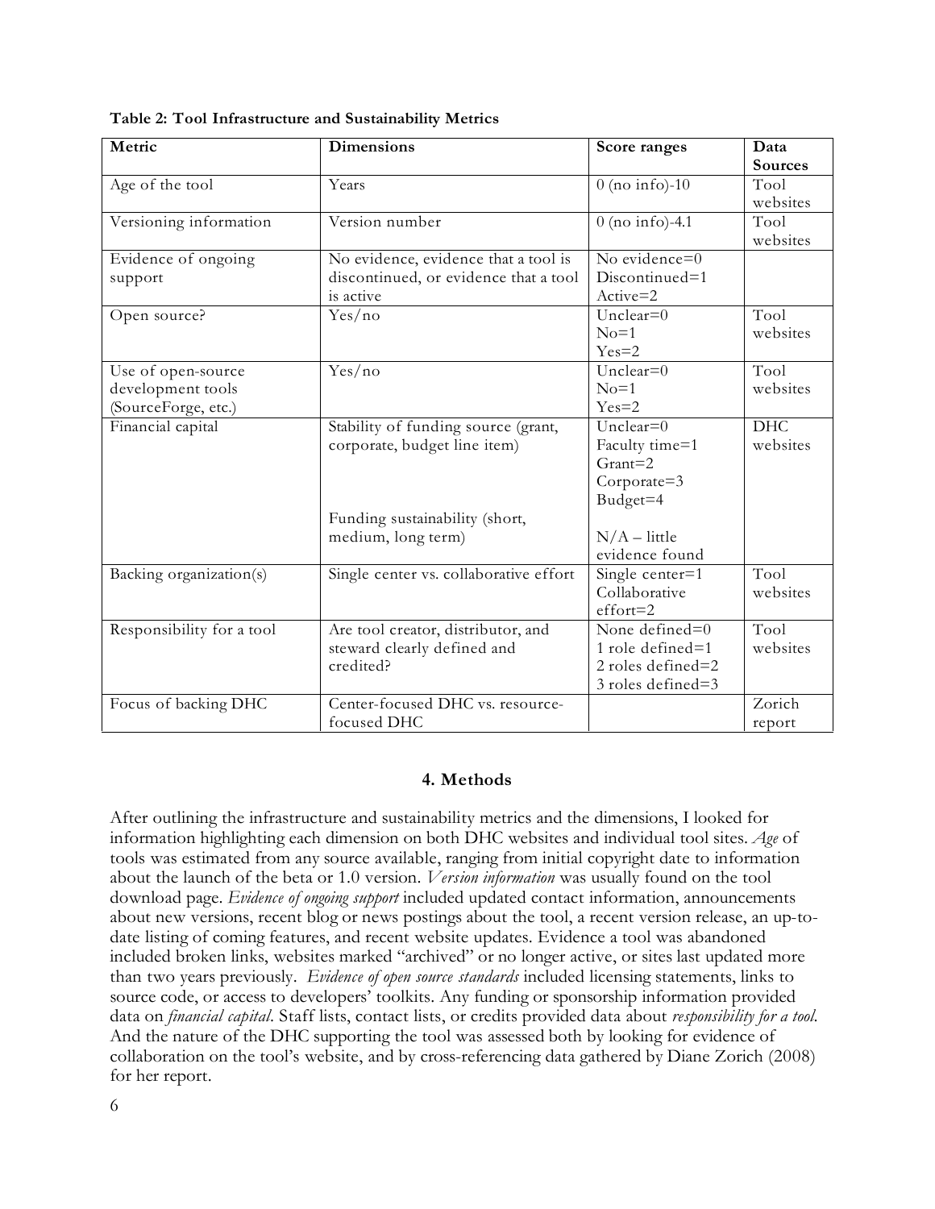**Table 2: Tool Infrastructure and Sustainability Metrics**

| Metric | Dimensions | Score ranges | Data Sources |
|---|---|---|---|
| Age of the tool | Years | 0 (no info)-10 | Tool websites |
| Versioning information | Version number | 0 (no info)-4.1 | Tool websites |
| Evidence of ongoing support | No evidence, evidence that a tool is discontinued, or evidence that a tool is active | No evidence=0<br>Discontinued=1<br>Active=2 | |
| Open source? | Yes/no | Unclear=0<br>No=1<br>Yes=2 | Tool websites |
| Use of open-source development tools (SourceForge, etc.) | Yes/no | Unclear=0<br>No=1<br>Yes=2 | Tool websites |
| Financial capital | Stability of funding source (grant, corporate, budget line item)<br><br>Funding sustainability (short, medium, long term) | Unclear=0<br>Faculty time=1<br>Grant=2<br>Corporate=3<br>Budget=4<br><br>N/A – little evidence found | DHC websites |
| Backing organization(s) | Single center vs. collaborative effort | Single center=1<br>Collaborative effort=2 | Tool websites |
| Responsibility for a tool | Are tool creator, distributor, and steward clearly defined and credited? | None defined=0<br>1 role defined=1<br>2 roles defined=2<br>3 roles defined=3 | Tool websites |
| Focus of backing DHC | Center-focused DHC vs. resource-focused DHC | | Zorich report |

## 4. Methods

After outlining the infrastructure and sustainability metrics and the dimensions, I looked for information highlighting each dimension on both DHC websites and individual tool sites. *Age* of tools was estimated from any source available, ranging from initial copyright date to information about the launch of the beta or 1.0 version. *Version information* was usually found on the tool download page. *Evidence of ongoing support* included updated contact information, announcements about new versions, recent blog or news postings about the tool, a recent version release, an up-to-date listing of coming features, and recent website updates. Evidence a tool was abandoned included broken links, websites marked "archived" or no longer active, or sites last updated more than two years previously. *Evidence of open source standards* included licensing statements, links to source code, or access to developers' toolkits. Any funding or sponsorship information provided data on *financial capital*. Staff lists, contact lists, or credits provided data about *responsibility for a tool*. And the nature of the DHC supporting the tool was assessed both by looking for evidence of collaboration on the tool's website, and by cross-referencing data gathered by Diane Zorich (2008) for her report.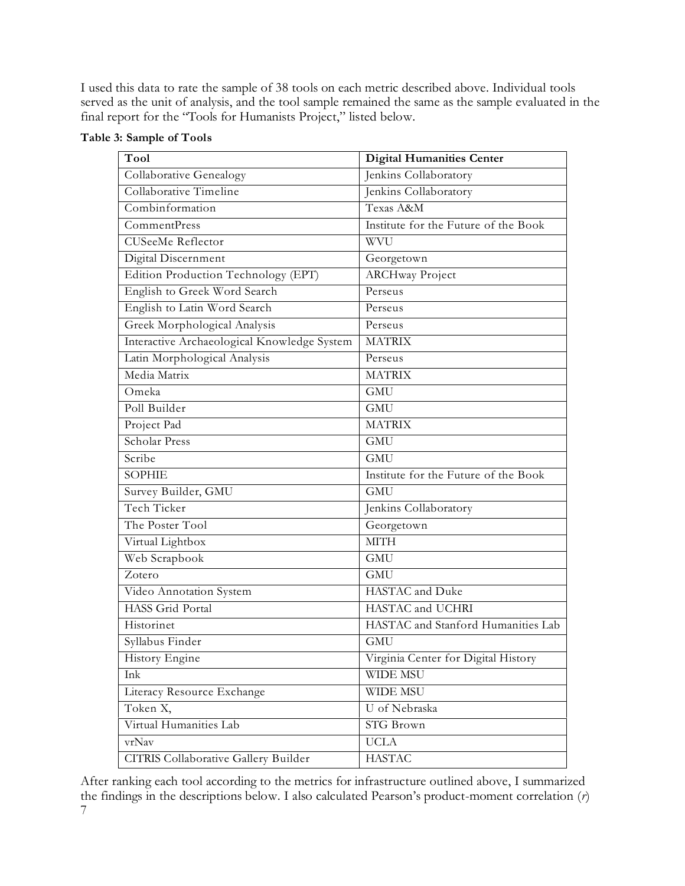I used this data to rate the sample of 38 tools on each metric described above. Individual tools served as the unit of analysis, and the tool sample remained the same as the sample evaluated in the final report for the "Tools for Humanists Project," listed below.

**Table 3: Sample of Tools**

| Tool | Digital Humanities Center |
|---|---|
| Collaborative Genealogy | Jenkins Collaboratory |
| Collaborative Timeline | Jenkins Collaboratory |
| Combinformation | Texas A&M |
| CommentPress | Institute for the Future of the Book |
| CUSeeMe Reflector | WVU |
| Digital Discernment | Georgetown |
| Edition Production Technology (EPT) | ARCHway Project |
| English to Greek Word Search | Perseus |
| English to Latin Word Search | Perseus |
| Greek Morphological Analysis | Perseus |
| Interactive Archaeological Knowledge System | MATRIX |
| Latin Morphological Analysis | Perseus |
| Media Matrix | MATRIX |
| Omeka | GMU |
| Poll Builder | GMU |
| Project Pad | MATRIX |
| Scholar Press | GMU |
| Scribe | GMU |
| SOPHIE | Institute for the Future of the Book |
| Survey Builder, GMU | GMU |
| Tech Ticker | Jenkins Collaboratory |
| The Poster Tool | Georgetown |
| Virtual Lightbox | MITH |
| Web Scrapbook | GMU |
| Zotero | GMU |
| Video Annotation System | HASTAC and Duke |
| HASS Grid Portal | HASTAC and UCHRI |
| Historinet | HASTAC and Stanford Humanities Lab |
| Syllabus Finder | GMU |
| History Engine | Virginia Center for Digital History |
| Ink | WIDE MSU |
| Literacy Resource Exchange | WIDE MSU |
| Token X, | U of Nebraska |
| Virtual Humanities Lab | STG Brown |
| vrNav | UCLA |
| CITRIS Collaborative Gallery Builder | HASTAC |

After ranking each tool according to the metrics for infrastructure outlined above, I summarized the findings in the descriptions below. I also calculated Pearson's product-moment correlation (*r*)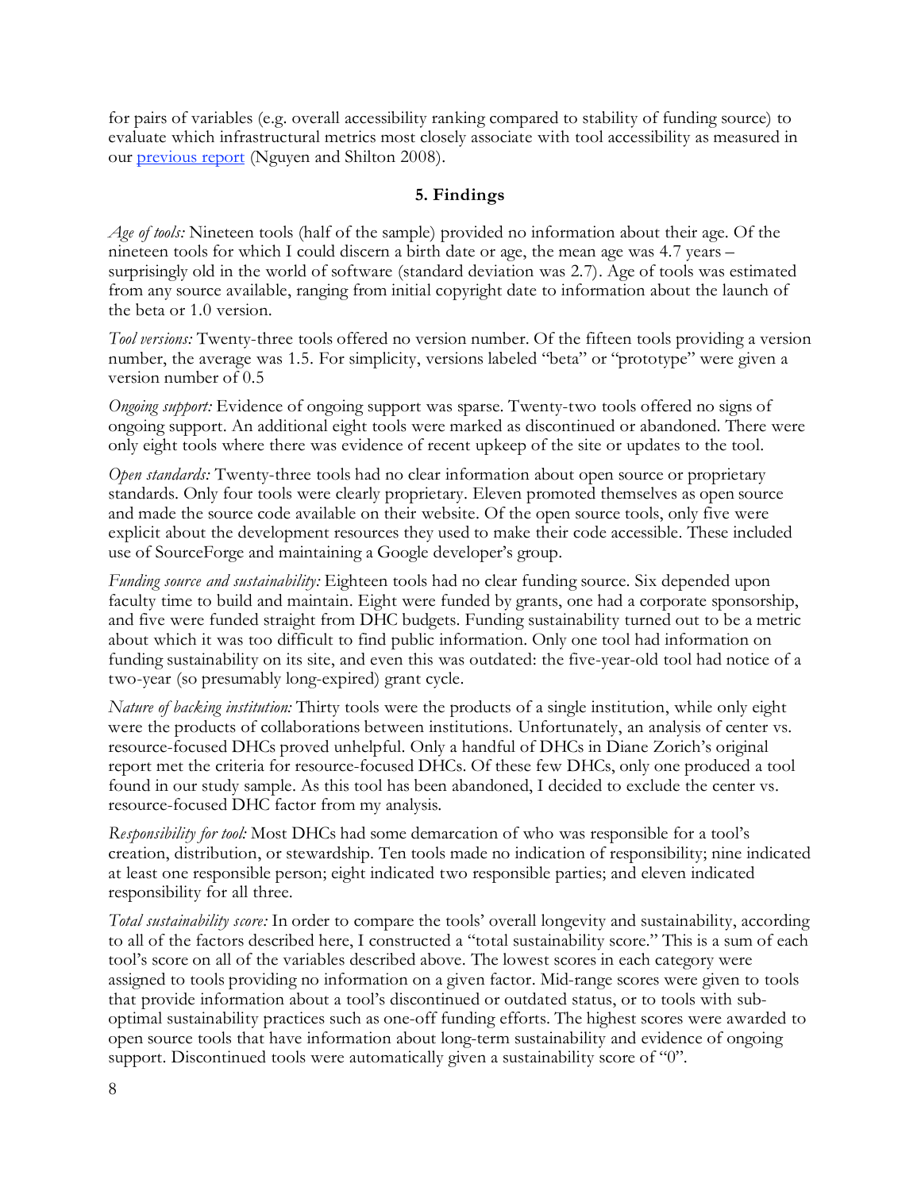for pairs of variables (e.g. overall accessibility ranking compared to stability of funding source) to evaluate which infrastructural metrics most closely associate with tool accessibility as measured in our [previous report](previous report) (Nguyen and Shilton 2008).

## 5. Findings

*Age of tools:* Nineteen tools (half of the sample) provided no information about their age. Of the nineteen tools for which I could discern a birth date or age, the mean age was 4.7 years – surprisingly old in the world of software (standard deviation was 2.7). Age of tools was estimated from any source available, ranging from initial copyright date to information about the launch of the beta or 1.0 version.

*Tool versions:* Twenty-three tools offered no version number. Of the fifteen tools providing a version number, the average was 1.5. For simplicity, versions labeled "beta" or "prototype" were given a version number of 0.5

*Ongoing support:* Evidence of ongoing support was sparse. Twenty-two tools offered no signs of ongoing support. An additional eight tools were marked as discontinued or abandoned. There were only eight tools where there was evidence of recent upkeep of the site or updates to the tool.

*Open standards:* Twenty-three tools had no clear information about open source or proprietary standards. Only four tools were clearly proprietary. Eleven promoted themselves as open source and made the source code available on their website. Of the open source tools, only five were explicit about the development resources they used to make their code accessible. These included use of SourceForge and maintaining a Google developer's group.

*Funding source and sustainability:* Eighteen tools had no clear funding source. Six depended upon faculty time to build and maintain. Eight were funded by grants, one had a corporate sponsorship, and five were funded straight from DHC budgets. Funding sustainability turned out to be a metric about which it was too difficult to find public information. Only one tool had information on funding sustainability on its site, and even this was outdated: the five-year-old tool had notice of a two-year (so presumably long-expired) grant cycle.

*Nature of backing institution:* Thirty tools were the products of a single institution, while only eight were the products of collaborations between institutions. Unfortunately, an analysis of center vs. resource-focused DHCs proved unhelpful. Only a handful of DHCs in Diane Zorich's original report met the criteria for resource-focused DHCs. Of these few DHCs, only one produced a tool found in our study sample. As this tool has been abandoned, I decided to exclude the center vs. resource-focused DHC factor from my analysis.

*Responsibility for tool:* Most DHCs had some demarcation of who was responsible for a tool's creation, distribution, or stewardship. Ten tools made no indication of responsibility; nine indicated at least one responsible person; eight indicated two responsible parties; and eleven indicated responsibility for all three.

*Total sustainability score:* In order to compare the tools' overall longevity and sustainability, according to all of the factors described here, I constructed a "total sustainability score." This is a sum of each tool's score on all of the variables described above. The lowest scores in each category were assigned to tools providing no information on a given factor. Mid-range scores were given to tools that provide information about a tool's discontinued or outdated status, or to tools with sub-optimal sustainability practices such as one-off funding efforts. The highest scores were awarded to open source tools that have information about long-term sustainability and evidence of ongoing support. Discontinued tools were automatically given a sustainability score of "0".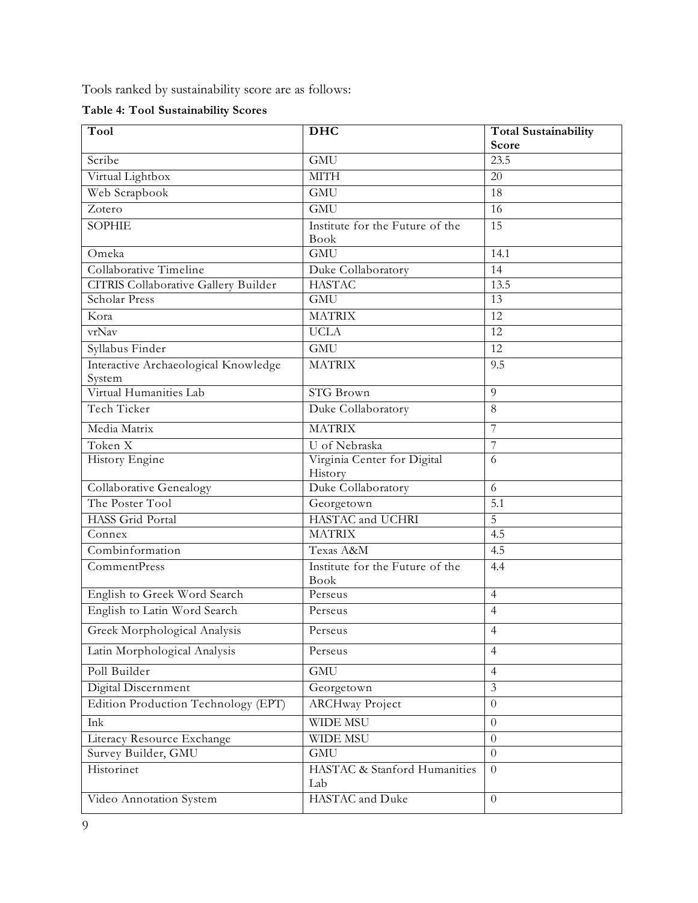Tools ranked by sustainability score are as follows:

**Table 4: Tool Sustainability Scores**

| Tool | DHC | Total Sustainability Score |
|---|---|---|
| Scribe | GMU | 23.5 |
| Virtual Lightbox | MITH | 20 |
| Web Scrapbook | GMU | 18 |
| Zotero | GMU | 16 |
| SOPHIE | Institute for the Future of the Book | 15 |
| Omeka | GMU | 14.1 |
| Collaborative Timeline | Duke Collaboratory | 14 |
| CITRIS Collaborative Gallery Builder | HASTAC | 13.5 |
| Scholar Press | GMU | 13 |
| Kora | MATRIX | 12 |
| vrNav | UCLA | 12 |
| Syllabus Finder | GMU | 12 |
| Interactive Archaeological Knowledge System | MATRIX | 9.5 |
| Virtual Humanities Lab | STG Brown | 9 |
| Tech Ticker | Duke Collaboratory | 8 |
| Media Matrix | MATRIX | 7 |
| Token X | U of Nebraska | 7 |
| History Engine | Virginia Center for Digital History | 6 |
| Collaborative Genealogy | Duke Collaboratory | 6 |
| The Poster Tool | Georgetown | 5.1 |
| HASS Grid Portal | HASTAC and UCHRI | 5 |
| Connex | MATRIX | 4.5 |
| Combinformation | Texas A&M | 4.5 |
| CommentPress | Institute for the Future of the Book | 4.4 |
| English to Greek Word Search | Perseus | 4 |
| English to Latin Word Search | Perseus | 4 |
| Greek Morphological Analysis | Perseus | 4 |
| Latin Morphological Analysis | Perseus | 4 |
| Poll Builder | GMU | 4 |
| Digital Discernment | Georgetown | 3 |
| Edition Production Technology (EPT) | ARCHway Project | 0 |
| Ink | WIDE MSU | 0 |
| Literacy Resource Exchange | WIDE MSU | 0 |
| Survey Builder, GMU | GMU | 0 |
| Historinet | HASTAC & Stanford Humanities Lab | 0 |
| Video Annotation System | HASTAC and Duke | 0 |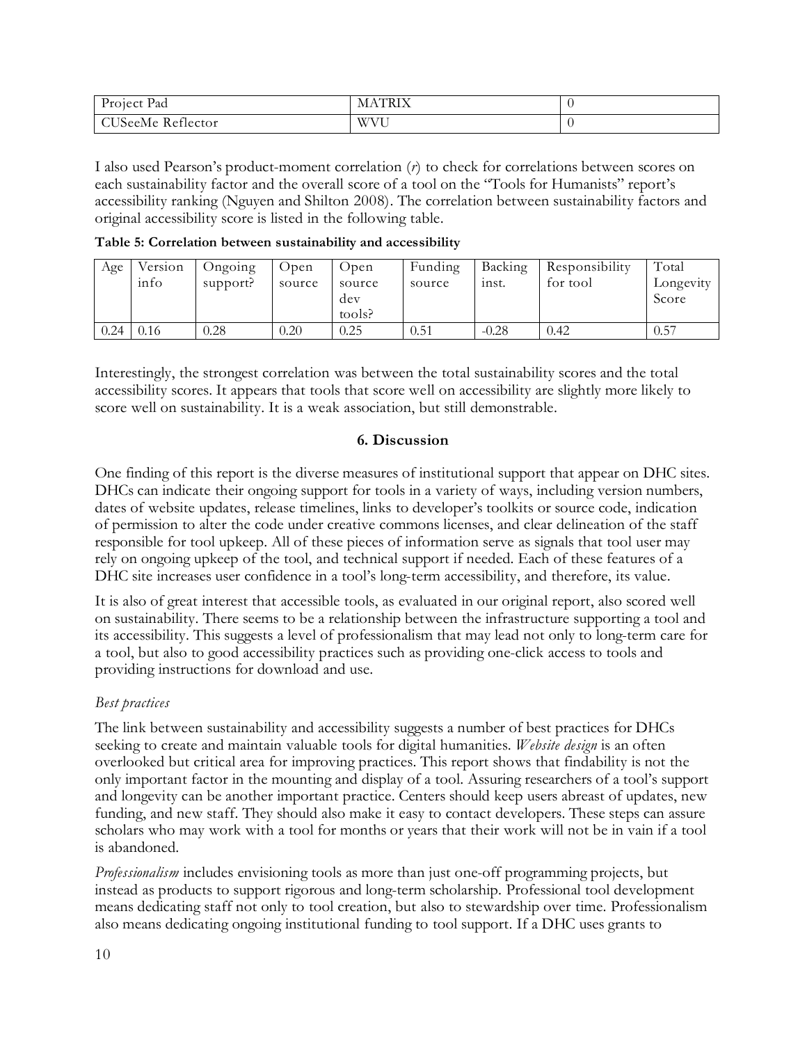| | | |
|---|---|---|
| Project Pad | MATRIX | 0 |
| CUSeeMe Reflector | WVU | 0 |

I also used Pearson's product-moment correlation (*r*) to check for correlations between scores on each sustainability factor and the overall score of a tool on the "Tools for Humanists" report's accessibility ranking (Nguyen and Shilton 2008). The correlation between sustainability factors and original accessibility score is listed in the following table.

**Table 5: Correlation between sustainability and accessibility**

| Age | Version info | Ongoing support? | Open source | Open source dev tools? | Funding source | Backing inst. | Responsibility for tool | Total Longevity Score |
|---|---|---|---|---|---|---|---|---|
| 0.24 | 0.16 | 0.28 | 0.20 | 0.25 | 0.51 | -0.28 | 0.42 | 0.57 |

Interestingly, the strongest correlation was between the total sustainability scores and the total accessibility scores. It appears that tools that score well on accessibility are slightly more likely to score well on sustainability. It is a weak association, but still demonstrable.

## 6. Discussion

One finding of this report is the diverse measures of institutional support that appear on DHC sites. DHCs can indicate their ongoing support for tools in a variety of ways, including version numbers, dates of website updates, release timelines, links to developer's toolkits or source code, indication of permission to alter the code under creative commons licenses, and clear delineation of the staff responsible for tool upkeep. All of these pieces of information serve as signals that tool user may rely on ongoing upkeep of the tool, and technical support if needed. Each of these features of a DHC site increases user confidence in a tool's long-term accessibility, and therefore, its value.

It is also of great interest that accessible tools, as evaluated in our original report, also scored well on sustainability. There seems to be a relationship between the infrastructure supporting a tool and its accessibility. This suggests a level of professionalism that may lead not only to long-term care for a tool, but also to good accessibility practices such as providing one-click access to tools and providing instructions for download and use.

*Best practices*

The link between sustainability and accessibility suggests a number of best practices for DHCs seeking to create and maintain valuable tools for digital humanities. *Website design* is an often overlooked but critical area for improving practices. This report shows that findability is not the only important factor in the mounting and display of a tool. Assuring researchers of a tool's support and longevity can be another important practice. Centers should keep users abreast of updates, new funding, and new staff. They should also make it easy to contact developers. These steps can assure scholars who may work with a tool for months or years that their work will not be in vain if a tool is abandoned.

*Professionalism* includes envisioning tools as more than just one-off programming projects, but instead as products to support rigorous and long-term scholarship. Professional tool development means dedicating staff not only to tool creation, but also to stewardship over time. Professionalism also means dedicating ongoing institutional funding to tool support. If a DHC uses grants to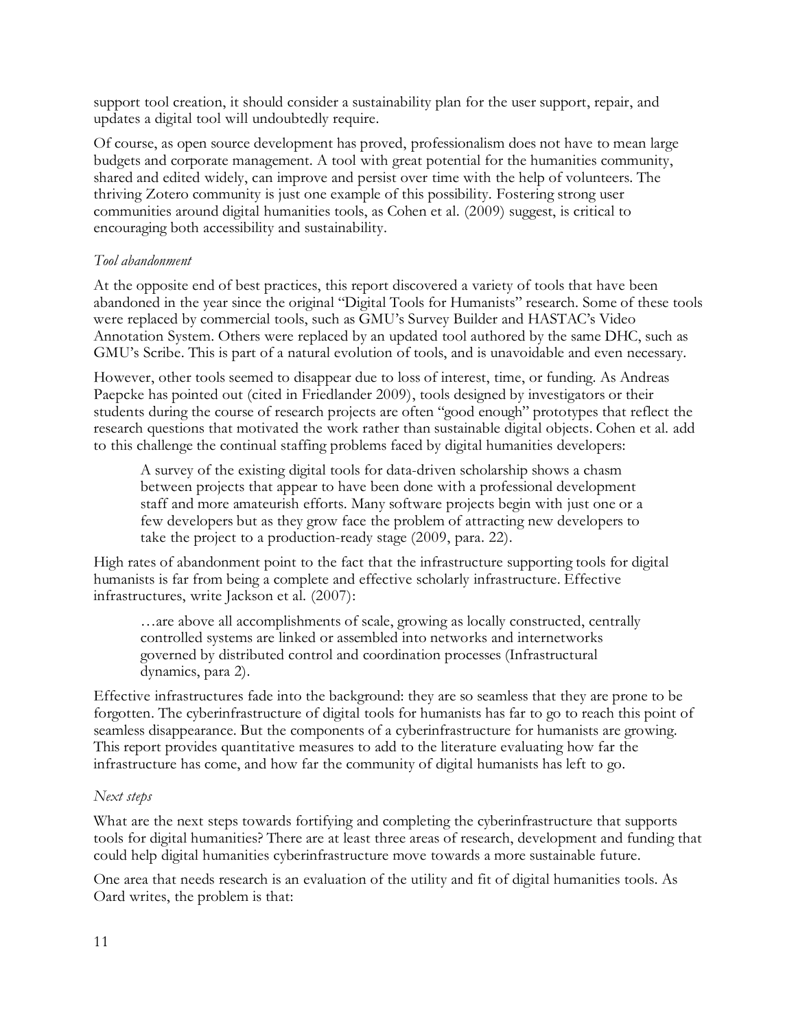support tool creation, it should consider a sustainability plan for the user support, repair, and updates a digital tool will undoubtedly require.

Of course, as open source development has proved, professionalism does not have to mean large budgets and corporate management. A tool with great potential for the humanities community, shared and edited widely, can improve and persist over time with the help of volunteers. The thriving Zotero community is just one example of this possibility. Fostering strong user communities around digital humanities tools, as Cohen et al. (2009) suggest, is critical to encouraging both accessibility and sustainability.

*Tool abandonment*

At the opposite end of best practices, this report discovered a variety of tools that have been abandoned in the year since the original "Digital Tools for Humanists" research. Some of these tools were replaced by commercial tools, such as GMU's Survey Builder and HASTAC's Video Annotation System. Others were replaced by an updated tool authored by the same DHC, such as GMU's Scribe. This is part of a natural evolution of tools, and is unavoidable and even necessary.

However, other tools seemed to disappear due to loss of interest, time, or funding. As Andreas Paepcke has pointed out (cited in Friedlander 2009), tools designed by investigators or their students during the course of research projects are often "good enough" prototypes that reflect the research questions that motivated the work rather than sustainable digital objects. Cohen et al. add to this challenge the continual staffing problems faced by digital humanities developers:

> A survey of the existing digital tools for data-driven scholarship shows a chasm between projects that appear to have been done with a professional development staff and more amateurish efforts. Many software projects begin with just one or a few developers but as they grow face the problem of attracting new developers to take the project to a production-ready stage (2009, para. 22).

High rates of abandonment point to the fact that the infrastructure supporting tools for digital humanists is far from being a complete and effective scholarly infrastructure. Effective infrastructures, write Jackson et al. (2007):

> …are above all accomplishments of scale, growing as locally constructed, centrally controlled systems are linked or assembled into networks and internetworks governed by distributed control and coordination processes (Infrastructural dynamics, para 2).

Effective infrastructures fade into the background: they are so seamless that they are prone to be forgotten. The cyberinfrastructure of digital tools for humanists has far to go to reach this point of seamless disappearance. But the components of a cyberinfrastructure for humanists are growing. This report provides quantitative measures to add to the literature evaluating how far the infrastructure has come, and how far the community of digital humanists has left to go.

*Next steps*

What are the next steps towards fortifying and completing the cyberinfrastructure that supports tools for digital humanities? There are at least three areas of research, development and funding that could help digital humanities cyberinfrastructure move towards a more sustainable future.

One area that needs research is an evaluation of the utility and fit of digital humanities tools. As Oard writes, the problem is that: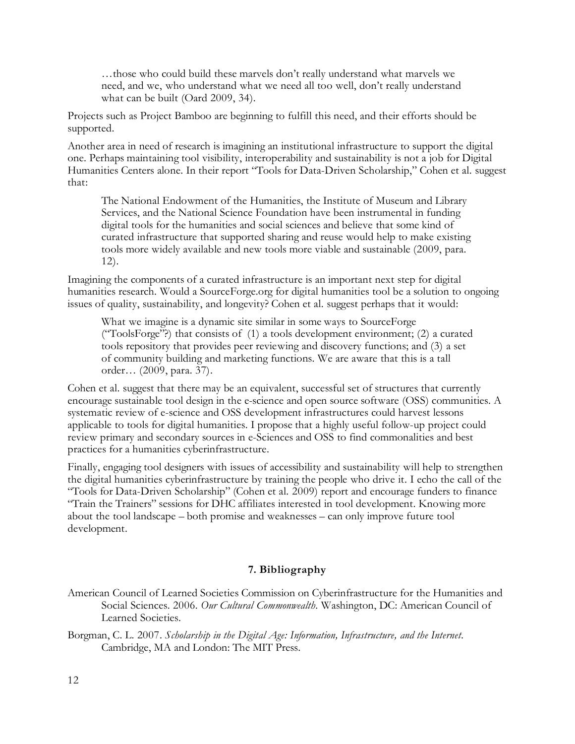> …those who could build these marvels don't really understand what marvels we need, and we, who understand what we need all too well, don't really understand what can be built (Oard 2009, 34).

Projects such as Project Bamboo are beginning to fulfill this need, and their efforts should be supported.

Another area in need of research is imagining an institutional infrastructure to support the digital one. Perhaps maintaining tool visibility, interoperability and sustainability is not a job for Digital Humanities Centers alone. In their report "Tools for Data-Driven Scholarship," Cohen et al. suggest that:

> The National Endowment of the Humanities, the Institute of Museum and Library Services, and the National Science Foundation have been instrumental in funding digital tools for the humanities and social sciences and believe that some kind of curated infrastructure that supported sharing and reuse would help to make existing tools more widely available and new tools more viable and sustainable (2009, para. 12).

Imagining the components of a curated infrastructure is an important next step for digital humanities research. Would a SourceForge.org for digital humanities tool be a solution to ongoing issues of quality, sustainability, and longevity? Cohen et al. suggest perhaps that it would:

> What we imagine is a dynamic site similar in some ways to SourceForge ("ToolsForge"?) that consists of (1) a tools development environment; (2) a curated tools repository that provides peer reviewing and discovery functions; and (3) a set of community building and marketing functions. We are aware that this is a tall order… (2009, para. 37).

Cohen et al. suggest that there may be an equivalent, successful set of structures that currently encourage sustainable tool design in the e-science and open source software (OSS) communities. A systematic review of e-science and OSS development infrastructures could harvest lessons applicable to tools for digital humanities. I propose that a highly useful follow-up project could review primary and secondary sources in e-Sciences and OSS to find commonalities and best practices for a humanities cyberinfrastructure.

Finally, engaging tool designers with issues of accessibility and sustainability will help to strengthen the digital humanities cyberinfrastructure by training the people who drive it. I echo the call of the "Tools for Data-Driven Scholarship" (Cohen et al. 2009) report and encourage funders to finance "Train the Trainers" sessions for DHC affiliates interested in tool development. Knowing more about the tool landscape – both promise and weaknesses – can only improve future tool development.

## 7. Bibliography

American Council of Learned Societies Commission on Cyberinfrastructure for the Humanities and Social Sciences. 2006. *Our Cultural Commonwealth*. Washington, DC: American Council of Learned Societies.

Borgman, C. L. 2007. *Scholarship in the Digital Age: Information, Infrastructure, and the Internet*. Cambridge, MA and London: The MIT Press.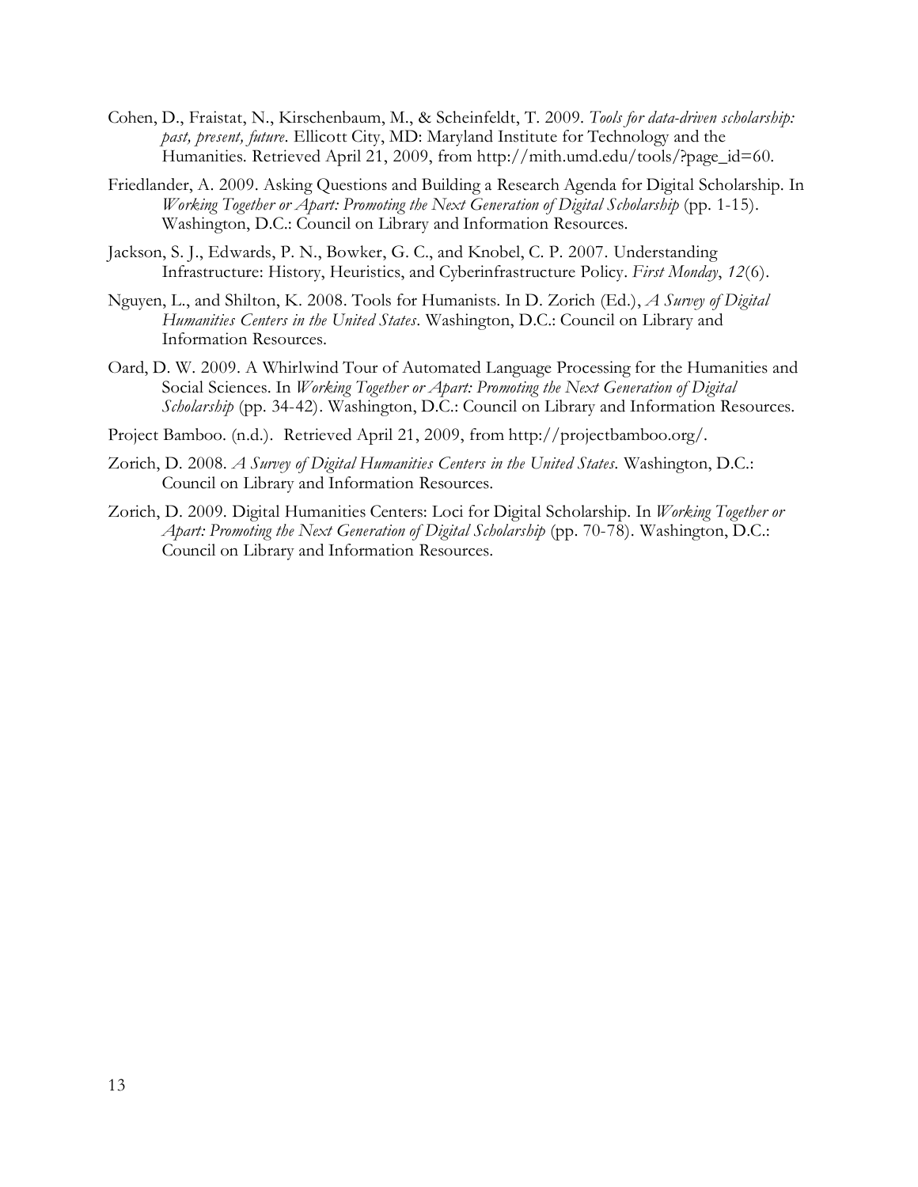Cohen, D., Fraistat, N., Kirschenbaum, M., & Scheinfeldt, T. 2009. *Tools for data-driven scholarship: past, present, future*. Ellicott City, MD: Maryland Institute for Technology and the Humanities. Retrieved April 21, 2009, from http://mith.umd.edu/tools/?page_id=60.

Friedlander, A. 2009. Asking Questions and Building a Research Agenda for Digital Scholarship. In *Working Together or Apart: Promoting the Next Generation of Digital Scholarship* (pp. 1-15). Washington, D.C.: Council on Library and Information Resources.

Jackson, S. J., Edwards, P. N., Bowker, G. C., and Knobel, C. P. 2007. Understanding Infrastructure: History, Heuristics, and Cyberinfrastructure Policy. *First Monday*, *12*(6).

Nguyen, L., and Shilton, K. 2008. Tools for Humanists. In D. Zorich (Ed.), *A Survey of Digital Humanities Centers in the United States*. Washington, D.C.: Council on Library and Information Resources.

Oard, D. W. 2009. A Whirlwind Tour of Automated Language Processing for the Humanities and Social Sciences. In *Working Together or Apart: Promoting the Next Generation of Digital Scholarship* (pp. 34-42). Washington, D.C.: Council on Library and Information Resources.

Project Bamboo. (n.d.). Retrieved April 21, 2009, from http://projectbamboo.org/.

Zorich, D. 2008. *A Survey of Digital Humanities Centers in the United States*. Washington, D.C.: Council on Library and Information Resources.

Zorich, D. 2009. Digital Humanities Centers: Loci for Digital Scholarship. In *Working Together or Apart: Promoting the Next Generation of Digital Scholarship* (pp. 70-78). Washington, D.C.: Council on Library and Information Resources.